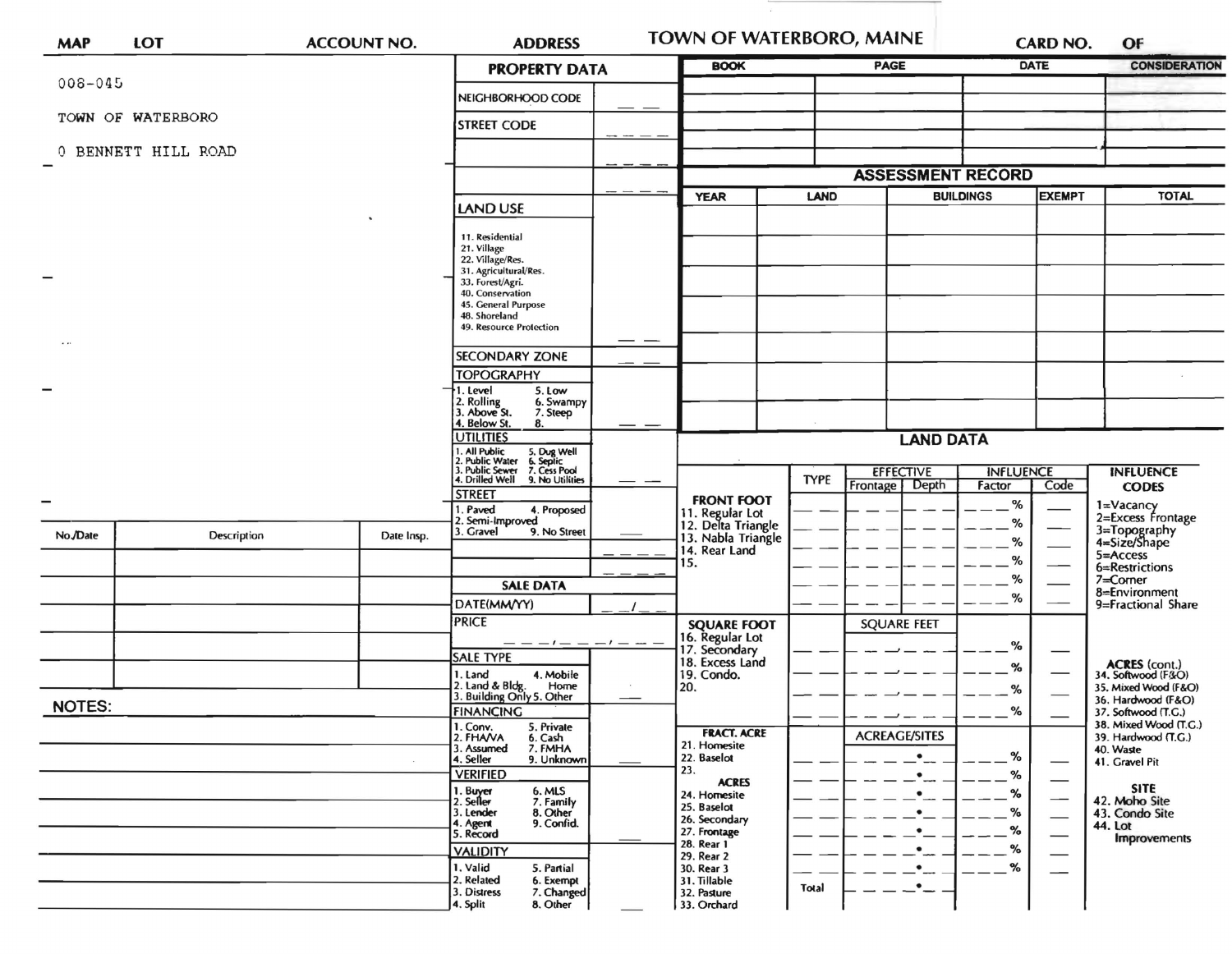| MAP | LOT | ACCOUNT NO. | ADDRESS | TOWN OF WATERBORO, MAINE | CARD NO. | OF |
|---|---|---|---|---|---|---|

008-045

TOWN OF WATERBORO

0 BENNETT HILL ROAD

## PROPERTY DATA

NEIGHBORHOOD CODE

STREET CODE

LAND USE

11. Residential
21. Village
22. Village/Res.
31. Agricultural/Res.
33. Forest/Agri.
40. Conservation
45. General Purpose
48. Shoreland
49. Resource Protection

SECONDARY ZONE

TOPOGRAPHY

1. Level
2. Rolling
3. Above St.
4. Below St.
5. Low
6. Swampy
7. Steep
8.

UTILITIES

1. All Public
2. Public Water
3. Public Sewer
4. Drilled Well
5. Dug Well
6. Septic
7. Cess Pool
9. No Utilities

STREET

1. Paved
2. Semi-Improved
3. Gravel
4. Proposed
9. No Street

## SALE DATA

DATE(MM/YY) __/__

PRICE

SALE TYPE

1. Land
2. Land & Bldg.
3. Building Only
4. Mobile Home
5. Other

FINANCING

1. Conv.
2. FHA/VA
3. Assumed
4. Seller
5. Private
6. Cash
7. FMHA
9. Unknown

VERIFIED

1. Buyer
2. Seller
3. Lender
4. Agent
5. Record
6. MLS
7. Family
8. Other
9. Confid.

VALIDITY

1. Valid
2. Related
3. Distress
4. Split
5. Partial
6. Exempt
7. Changed
8. Other

| BOOK | PAGE | DATE | CONSIDERATION |
|---|---|---|---|
| | | | |
| | | | |
| | | | |
| | | | |
| | | | |

## ASSESSMENT RECORD

| YEAR | LAND | BUILDINGS | EXEMPT | TOTAL |
|---|---|---|---|---|
| | | | | |
| | | | | |
| | | | | |
| | | | | |
| | | | | |
| | | | | |
| | | | | |

## LAND DATA

| | TYPE | EFFECTIVE Frontage | EFFECTIVE Depth | INFLUENCE Factor | INFLUENCE Code |
|---|---|---|---|---|---|
| **FRONT FOOT** 11. Regular Lot 12. Delta Triangle 13. Nabla Triangle 14. Rear Land 15. | | | | % | |
| **SQUARE FOOT** 16. Regular Lot 17. Secondary 18. Excess Land 19. Condo. 20. | | SQUARE FEET | | % | |
| **FRACT. ACRE** 21. Homesite 22. Baselot 23. **ACRES** 24. Homesite 25. Baselot 26. Secondary 27. Frontage 28. Rear 1 29. Rear 2 30. Rear 3 31. Tillable 32. Pasture 33. Orchard | | ACREAGE/SITES | | % | |
| | Total | | | | |

**INFLUENCE CODES**

1=Vacancy
2=Excess Frontage
3=Topography
4=Size/Shape
5=Access
6=Restrictions
7=Corner
8=Environment
9=Fractional Share

**ACRES** (cont.)
34. Softwood (F&O)
35. Mixed Wood (F&O)
36. Hardwood (F&O)
37. Softwood (T.G.)
38. Mixed Wood (T.G.)
39. Hardwood (T.G.)
40. Waste
41. Gravel Pit

**SITE**
42. Moho Site
43. Condo Site
44. Lot Improvements

| No./Date | Description | Date Insp. |
|---|---|---|
| | | |
| | | |
| | | |
| | | |
| | | |

NOTES: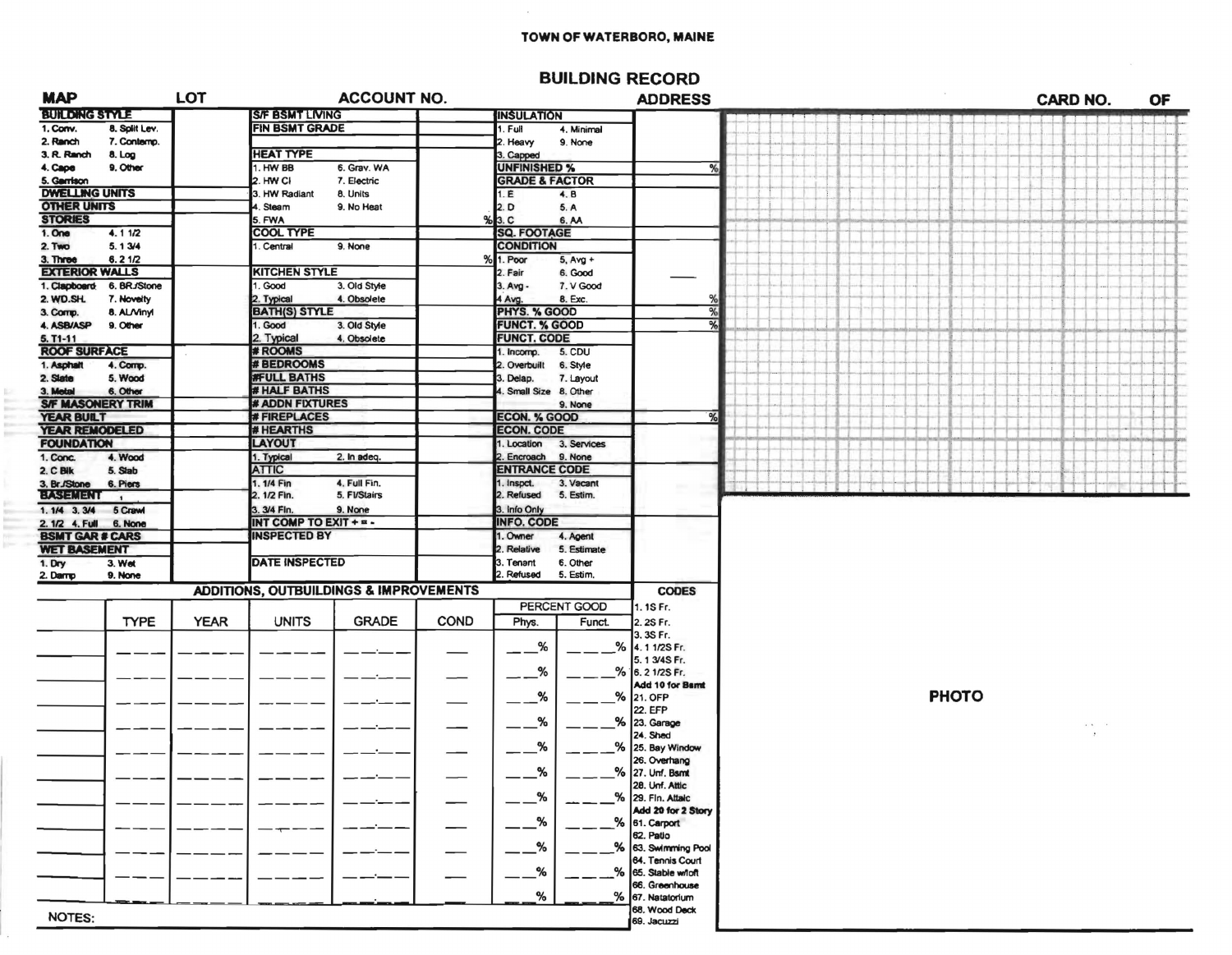**TOWN OF WATERBORO, MAINE**

## BUILDING RECORD

MAP | LOT | ACCOUNT NO. | ADDRESS | CARD NO. | OF

| | | | | | |
|---|---|---|---|---|---|
| **BUILDING STYLE** | | **S/F BSMT LIVING** | | **INSULATION** | |
| 1. Conv. 8. Split Lev. | | **FIN BSMT GRADE** | | 1. Full 4. Minimal | |
| 2. Ranch 7. Contemp. | | | | 2. Heavy 9. None | |
| 3. R. Ranch 8. Log | | **HEAT TYPE** | | 3. Capped | |
| 4. Cape 9. Other | | 1. HW BB 6. Grav. WA | | **UNFINISHED %** | % |
| 5. Garrison | | 2. HW CI 7. Electric | | **GRADE & FACTOR** | |
| **DWELLING UNITS** | | 3. HW Radiant 8. Units | | 1. E 4. B | |
| **OTHER UNITS** | | 4. Steam 9. No Heat | | 2. D 5. A | |
| **STORIES** | | 5. FWA | % | 3. C 6. AA | |
| 1. One 4. 1 1/2 | | **COOL TYPE** | | **SQ. FOOTAGE** | |
| 2. Two 5. 1 3/4 | | 1. Central 9. None | | **CONDITION** | |
| 3. Three 6. 2 1/2 | | | % | 1. Poor 5. Avg + | |
| **EXTERIOR WALLS** | | **KITCHEN STYLE** | | 2. Fair 6. Good | |
| 1. Clapboard 6. BR./Stone | | 1. Good 3. Old Style | | 3. Avg - 7. V Good | |
| 2. WD.SH. 7. Novelty | | 2. Typical 4. Obsolete | | 4. Avg. 8. Exc. | % |
| 3. Comp. 8. AL/Vinyl | | **BATH(S) STYLE** | | **PHYS. % GOOD** | % |
| 4. ASB/ASP 9. Other | | 1. Good 3. Old Style | | **FUNCT. % GOOD** | % |
| 5. T1-11 | | 2. Typical 4. Obsolete | | **FUNCT. CODE** | |
| **ROOF SURFACE** | | **# ROOMS** | | 1. Incomp. 5. CDU | |
| 1. Asphalt 4. Comp. | | **# BEDROOMS** | | 2. Overbuilt 6. Style | |
| 2. Slate 5. Wood | | **#FULL BATHS** | | 3. Delap. 7. Layout | |
| 3. Metal 6. Other | | **# HALF BATHS** | | 4. Small Size 8. Other | |
| **S/F MASONERY TRIM** | | **# ADDN FIXTURES** | | 9. None | |
| **YEAR BUILT** | | **# FIREPLACES** | | **ECON. % GOOD** | % |
| **YEAR REMODELED** | | **# HEARTHS** | | **ECON. CODE** | |
| **FOUNDATION** | | **LAYOUT** | | 1. Location 3. Services | |
| 1. Conc. 4. Wood | | 1. Typical 2. In adeq. | | 2. Encroach 9. None | |
| 2. C Blk 5. Slab | | **ATTIC** | | **ENTRANCE CODE** | |
| 3. Br./Stone 6. Piers | | 1. 1/4 Fin 4. Full Fin. | | 1. Inspct. 3. Vacant | |
| **BASEMENT** | | 2. 1/2 Fin. 5. Fl/Stairs | | 2. Refused 5. Estim. | |
| 1. 1/4 3. 3/4 5 Crawl | | 3. 3/4 Fin. 9. None | | 3. Info Only | |
| 2. 1/2 4. Full 6. None | | **INT COMP TO EXIT + = -** | | **INFO. CODE** | |
| **BSMT GAR # CARS** | | **INSPECTED BY** | | 1. Owner 4. Agent | |
| **WET BASEMENT** | | | | 2. Relative 5. Estimate | |
| 1. Dry 3. Wet | | **DATE INSPECTED** | | 3. Tenant 6. Other | |
| 2. Damp 9. None | | | | 2. Refused 5. Estim. | |

### ADDITIONS, OUTBUILDINGS & IMPROVEMENTS

| | TYPE | YEAR | UNITS | GRADE | COND | PERCENT GOOD Phys. | Funct. |
|---|---|---|---|---|---|---|---|
| | | | | | | % | % |
| | | | | | | % | % |
| | | | | | | % | % |
| | | | | | | % | % |
| | | | | | | % | % |
| | | | | | | % | % |
| | | | | | | % | % |
| | | | | | | % | % |
| | | | | | | % | % |
| | | | | | | % | % |
| | | | | | | % | % |

**CODES**

1. 1S Fr.
2. 2S Fr.
3. 3S Fr.
4. 1 1/2S Fr.
5. 1 3/4S Fr.
6. 2 1/2S Fr.

Add 10 for Bsmt

21. OFP
22. EFP
23. Garage
24. Shed
25. Bay Window
26. Overhang
27. Unf. Bsmt
28. Unf. Attic
29. Fin. Attaic

Add 20 for 2 Story

61. Carport
62. Patio
63. Swimming Pool
64. Tennis Court
65. Stable w/loft
66. Greenhouse
67. Natatorium
68. Wood Deck
69. Jacuzzi

NOTES:

PHOTO